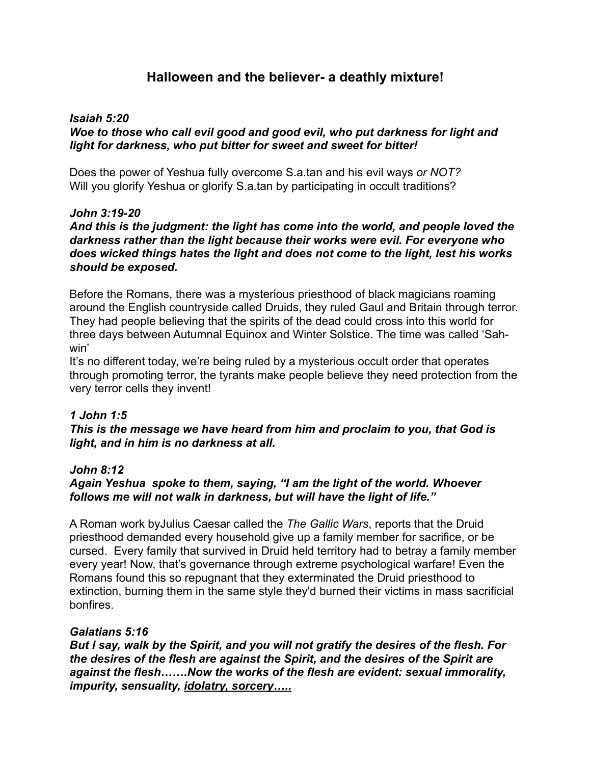# Halloween and the believer- a deathly mixture!

***Isaiah 5:20***
***Woe to those who call evil good and good evil, who put darkness for light and light for darkness, who put bitter for sweet and sweet for bitter!***

Does the power of Yeshua fully overcome S.a.tan and his evil ways *or NOT?*
Will you glorify Yeshua or glorify S.a.tan by participating in occult traditions?

***John 3:19-20***
***And this is the judgment: the light has come into the world, and people loved the darkness rather than the light because their works were evil. For everyone who does wicked things hates the light and does not come to the light, lest his works should be exposed.***

Before the Romans, there was a mysterious priesthood of black magicians roaming around the English countryside called Druids, they ruled Gaul and Britain through terror. They had people believing that the spirits of the dead could cross into this world for three days between Autumnal Equinox and Winter Solstice. The time was called 'Sah-win'
It's no different today, we're being ruled by a mysterious occult order that operates through promoting terror, the tyrants make people believe they need protection from the very terror cells they invent!

***1 John 1:5***
***This is the message we have heard from him and proclaim to you, that God is light, and in him is no darkness at all.***

***John 8:12***
***Again Yeshua spoke to them, saying, "I am the light of the world. Whoever follows me will not walk in darkness, but will have the light of life."***

A Roman work byJulius Caesar called the *The Gallic Wars*, reports that the Druid priesthood demanded every household give up a family member for sacrifice, or be cursed. Every family that survived in Druid held territory had to betray a family member every year! Now, that's governance through extreme psychological warfare! Even the Romans found this so repugnant that they exterminated the Druid priesthood to extinction, burning them in the same style they'd burned their victims in mass sacrificial bonfires.

***Galatians 5:16***
***But I say, walk by the Spirit, and you will not gratify the desires of the flesh. For the desires of the flesh are against the Spirit, and the desires of the Spirit are against the flesh…….Now the works of the flesh are evident: sexual immorality, impurity, sensuality, <u>idolatry, sorcery…..</u>***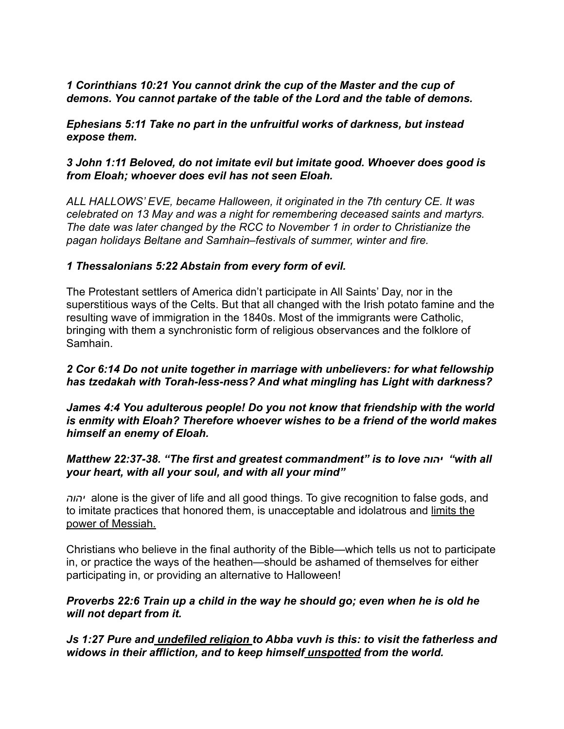***1 Corinthians 10:21 You cannot drink the cup of the Master and the cup of demons. You cannot partake of the table of the Lord and the table of demons.***

***Ephesians 5:11 Take no part in the unfruitful works of darkness, but instead expose them.***

***3 John 1:11 Beloved, do not imitate evil but imitate good. Whoever does good is from Eloah; whoever does evil has not seen Eloah.***

*ALL HALLOWS' EVE, became Halloween, it originated in the 7th century CE. It was celebrated on 13 May and was a night for remembering deceased saints and martyrs. The date was later changed by the RCC to November 1 in order to Christianize the pagan holidays Beltane and Samhain–festivals of summer, winter and fire.*

***1 Thessalonians 5:22 Abstain from every form of evil.***

The Protestant settlers of America didn't participate in All Saints' Day, nor in the superstitious ways of the Celts. But that all changed with the Irish potato famine and the resulting wave of immigration in the 1840s. Most of the immigrants were Catholic, bringing with them a synchronistic form of religious observances and the folklore of Samhain.

***2 Cor 6:14 Do not unite together in marriage with unbelievers: for what fellowship has tzedakah with Torah-less-ness? And what mingling has Light with darkness?***

***James 4:4 You adulterous people! Do you not know that friendship with the world is enmity with Eloah? Therefore whoever wishes to be a friend of the world makes himself an enemy of Eloah.***

***Matthew 22:37-38. "The first and greatest commandment" is to love יהוה "with all your heart, with all your soul, and with all your mind"***

*יהוה* alone is the giver of life and all good things. To give recognition to false gods, and to imitate practices that honored them, is unacceptable and idolatrous and <u>limits the power of Messiah.</u>

Christians who believe in the final authority of the Bible—which tells us not to participate in, or practice the ways of the heathen—should be ashamed of themselves for either participating in, or providing an alternative to Halloween!

***Proverbs 22:6 Train up a child in the way he should go; even when he is old he will not depart from it.***

***Js 1:27 Pure and <u>undefiled religion</u> to Abba vuvh is this: to visit the fatherless and widows in their affliction, and to keep himself <u>unspotted</u> from the world.***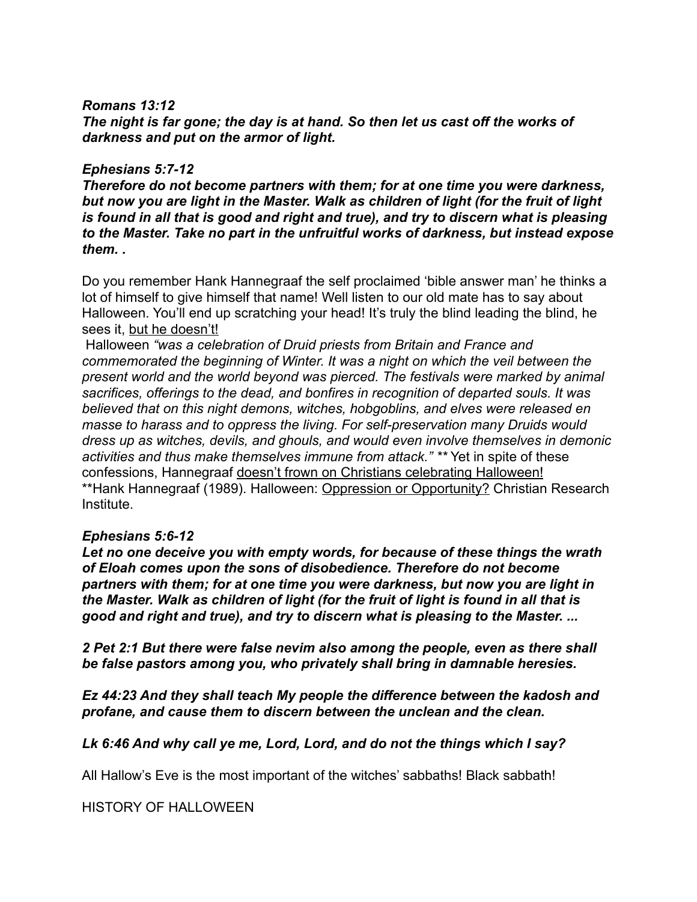***Romans 13:12***
***The night is far gone; the day is at hand. So then let us cast off the works of darkness and put on the armor of light.***

***Ephesians 5:7-12***
***Therefore do not become partners with them; for at one time you were darkness, but now you are light in the Master. Walk as children of light (for the fruit of light is found in all that is good and right and true), and try to discern what is pleasing to the Master. Take no part in the unfruitful works of darkness, but instead expose them. .***

Do you remember Hank Hannegraaf the self proclaimed 'bible answer man' he thinks a lot of himself to give himself that name! Well listen to our old mate has to say about Halloween. You'll end up scratching your head! It's truly the blind leading the blind, he sees it, <u>but he doesn't!</u>
Halloween *"was a celebration of Druid priests from Britain and France and commemorated the beginning of Winter. It was a night on which the veil between the present world and the world beyond was pierced. The festivals were marked by animal sacrifices, offerings to the dead, and bonfires in recognition of departed souls. It was believed that on this night demons, witches, hobgoblins, and elves were released en masse to harass and to oppress the living. For self-preservation many Druids would dress up as witches, devils, and ghouls, and would even involve themselves in demonic activities and thus make themselves immune from attack."* ** Yet in spite of these confessions, Hannegraaf <u>doesn't frown on Christians celebrating Halloween!</u>
**Hank Hannegraaf (1989). Halloween: <u>Oppression or Opportunity?</u> Christian Research Institute.

***Ephesians 5:6-12***
***Let no one deceive you with empty words, for because of these things the wrath of Eloah comes upon the sons of disobedience. Therefore do not become partners with them; for at one time you were darkness, but now you are light in the Master. Walk as children of light (for the fruit of light is found in all that is good and right and true), and try to discern what is pleasing to the Master. ...***

***2 Pet 2:1 But there were false nevim also among the people, even as there shall be false pastors among you, who privately shall bring in damnable heresies.***

***Ez 44:23 And they shall teach My people the difference between the kadosh and profane, and cause them to discern between the unclean and the clean.***

***Lk 6:46 And why call ye me, Lord, Lord, and do not the things which I say?***

All Hallow's Eve is the most important of the witches' sabbaths! Black sabbath!

HISTORY OF HALLOWEEN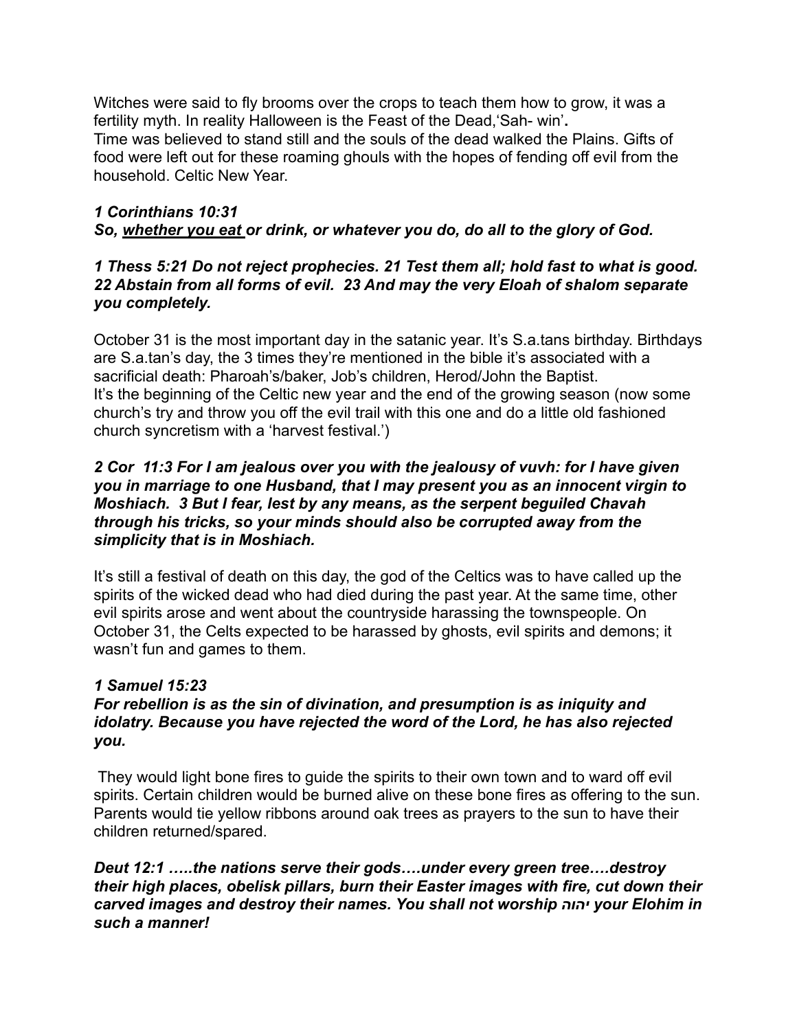Witches were said to fly brooms over the crops to teach them how to grow, it was a fertility myth. In reality Halloween is the Feast of the Dead,'Sah- win'**.**
Time was believed to stand still and the souls of the dead walked the Plains. Gifts of food were left out for these roaming ghouls with the hopes of fending off evil from the household. Celtic New Year.

***1 Corinthians 10:31***
***So, <u>whether you eat</u> or drink, or whatever you do, do all to the glory of God.***

***1 Thess 5:21 Do not reject prophecies. 21 Test them all; hold fast to what is good. 22 Abstain from all forms of evil. 23 And may the very Eloah of shalom separate you completely.***

October 31 is the most important day in the satanic year. It's S.a.tans birthday. Birthdays are S.a.tan's day, the 3 times they're mentioned in the bible it's associated with a sacrificial death: Pharoah's/baker, Job's children, Herod/John the Baptist.
It's the beginning of the Celtic new year and the end of the growing season (now some church's try and throw you off the evil trail with this one and do a little old fashioned church syncretism with a 'harvest festival.')

***2 Cor 11:3 For I am jealous over you with the jealousy of vuvh: for I have given you in marriage to one Husband, that I may present you as an innocent virgin to Moshiach. 3 But I fear, lest by any means, as the serpent beguiled Chavah through his tricks, so your minds should also be corrupted away from the simplicity that is in Moshiach.***

It's still a festival of death on this day, the god of the Celtics was to have called up the spirits of the wicked dead who had died during the past year. At the same time, other evil spirits arose and went about the countryside harassing the townspeople. On October 31, the Celts expected to be harassed by ghosts, evil spirits and demons; it wasn't fun and games to them.

***1 Samuel 15:23***
***For rebellion is as the sin of divination, and presumption is as iniquity and idolatry. Because you have rejected the word of the Lord, he has also rejected you.***

They would light bone fires to guide the spirits to their own town and to ward off evil spirits. Certain children would be burned alive on these bone fires as offering to the sun. Parents would tie yellow ribbons around oak trees as prayers to the sun to have their children returned/spared.

***Deut 12:1 …..the nations serve their gods….under every green tree….destroy their high places, obelisk pillars, burn their Easter images with fire, cut down their carved images and destroy their names. You shall not worship יהוה your Elohim in such a manner!***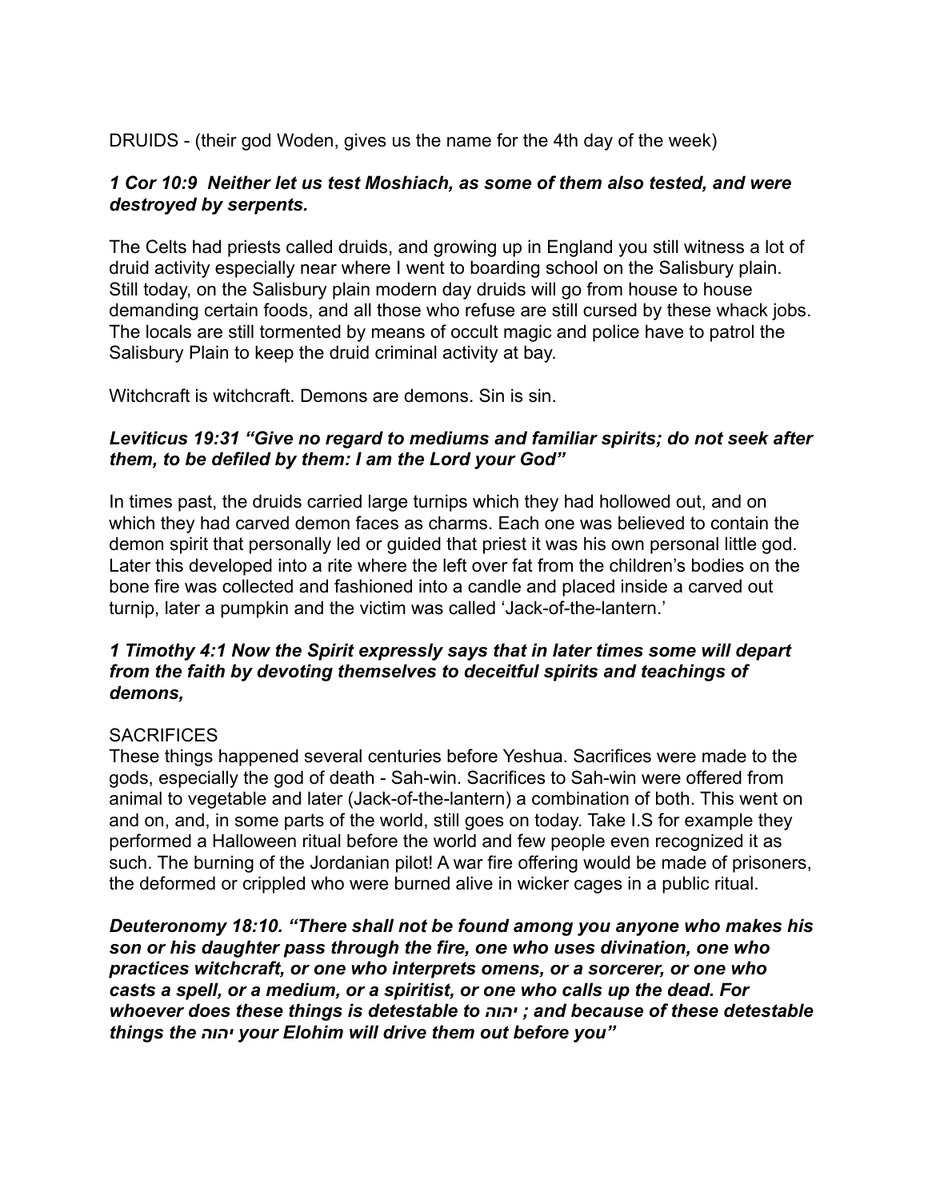DRUIDS - (their god Woden, gives us the name for the 4th day of the week)

***1 Cor 10:9  Neither let us test Moshiach, as some of them also tested, and were destroyed by serpents.***

The Celts had priests called druids, and growing up in England you still witness a lot of druid activity especially near where I went to boarding school on the Salisbury plain. Still today, on the Salisbury plain modern day druids will go from house to house demanding certain foods, and all those who refuse are still cursed by these whack jobs. The locals are still tormented by means of occult magic and police have to patrol the Salisbury Plain to keep the druid criminal activity at bay.

Witchcraft is witchcraft. Demons are demons. Sin is sin.

***Leviticus 19:31 "Give no regard to mediums and familiar spirits; do not seek after them, to be defiled by them: I am the Lord your God"***

In times past, the druids carried large turnips which they had hollowed out, and on which they had carved demon faces as charms. Each one was believed to contain the demon spirit that personally led or guided that priest it was his own personal little god. Later this developed into a rite where the left over fat from the children's bodies on the bone fire was collected and fashioned into a candle and placed inside a carved out turnip, later a pumpkin and the victim was called 'Jack-of-the-lantern.'

***1 Timothy 4:1 Now the Spirit expressly says that in later times some will depart from the faith by devoting themselves to deceitful spirits and teachings of demons,***

SACRIFICES
These things happened several centuries before Yeshua. Sacrifices were made to the gods, especially the god of death - Sah-win. Sacrifices to Sah-win were offered from animal to vegetable and later (Jack-of-the-lantern) a combination of both. This went on and on, and, in some parts of the world, still goes on today. Take I.S for example they performed a Halloween ritual before the world and few people even recognized it as such. The burning of the Jordanian pilot! A war fire offering would be made of prisoners, the deformed or crippled who were burned alive in wicker cages in a public ritual.

***Deuteronomy 18:10. "There shall not be found among you anyone who makes his son or his daughter pass through the fire, one who uses divination, one who practices witchcraft, or one who interprets omens, or a sorcerer, or one who casts a spell, or a medium, or a spiritist, or one who calls up the dead. For whoever does these things is detestable to יהוה ; and because of these detestable things the יהוה your Elohim will drive them out before you"***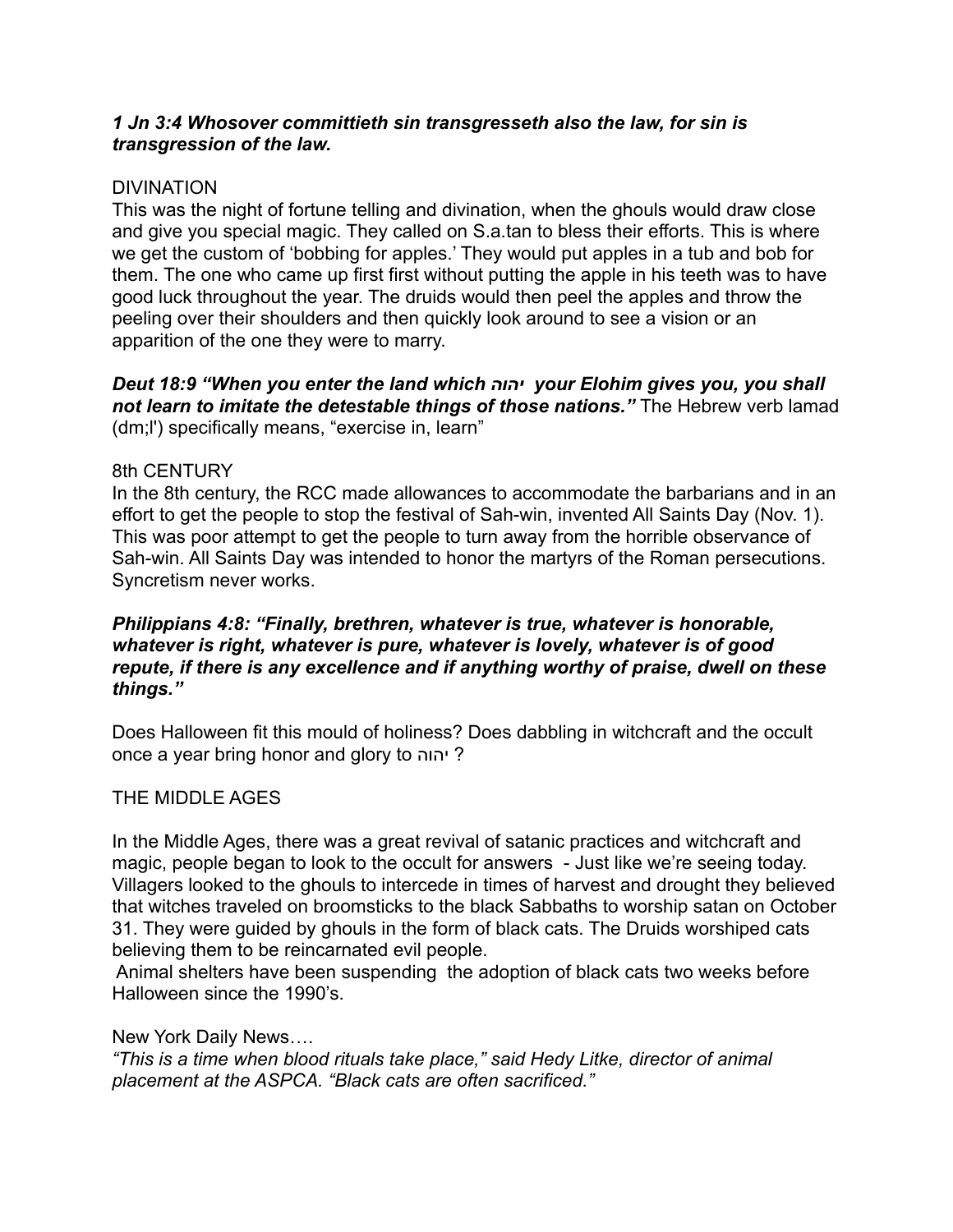***1 Jn 3:4 Whosover committieth sin transgresseth also the law, for sin is transgression of the law.***

DIVINATION

This was the night of fortune telling and divination, when the ghouls would draw close and give you special magic. They called on S.a.tan to bless their efforts. This is where we get the custom of 'bobbing for apples.' They would put apples in a tub and bob for them. The one who came up first first without putting the apple in his teeth was to have good luck throughout the year. The druids would then peel the apples and throw the peeling over their shoulders and then quickly look around to see a vision or an apparition of the one they were to marry.

***Deut 18:9 "When you enter the land which יהוה your Elohim gives you, you shall not learn to imitate the detestable things of those nations."*** The Hebrew verb lamad (dm;l') specifically means, "exercise in, learn"

8th CENTURY

In the 8th century, the RCC made allowances to accommodate the barbarians and in an effort to get the people to stop the festival of Sah-win, invented All Saints Day (Nov. 1). This was poor attempt to get the people to turn away from the horrible observance of Sah-win. All Saints Day was intended to honor the martyrs of the Roman persecutions. Syncretism never works.

***Philippians 4:8: "Finally, brethren, whatever is true, whatever is honorable, whatever is right, whatever is pure, whatever is lovely, whatever is of good repute, if there is any excellence and if anything worthy of praise, dwell on these things."***

Does Halloween fit this mould of holiness? Does dabbling in witchcraft and the occult once a year bring honor and glory to יהוה ?

THE MIDDLE AGES

In the Middle Ages, there was a great revival of satanic practices and witchcraft and magic, people began to look to the occult for answers - Just like we're seeing today. Villagers looked to the ghouls to intercede in times of harvest and drought they believed that witches traveled on broomsticks to the black Sabbaths to worship satan on October 31. They were guided by ghouls in the form of black cats. The Druids worshiped cats believing them to be reincarnated evil people.

Animal shelters have been suspending the adoption of black cats two weeks before Halloween since the 1990's.

New York Daily News….

*"This is a time when blood rituals take place," said Hedy Litke, director of animal placement at the ASPCA. "Black cats are often sacrificed."*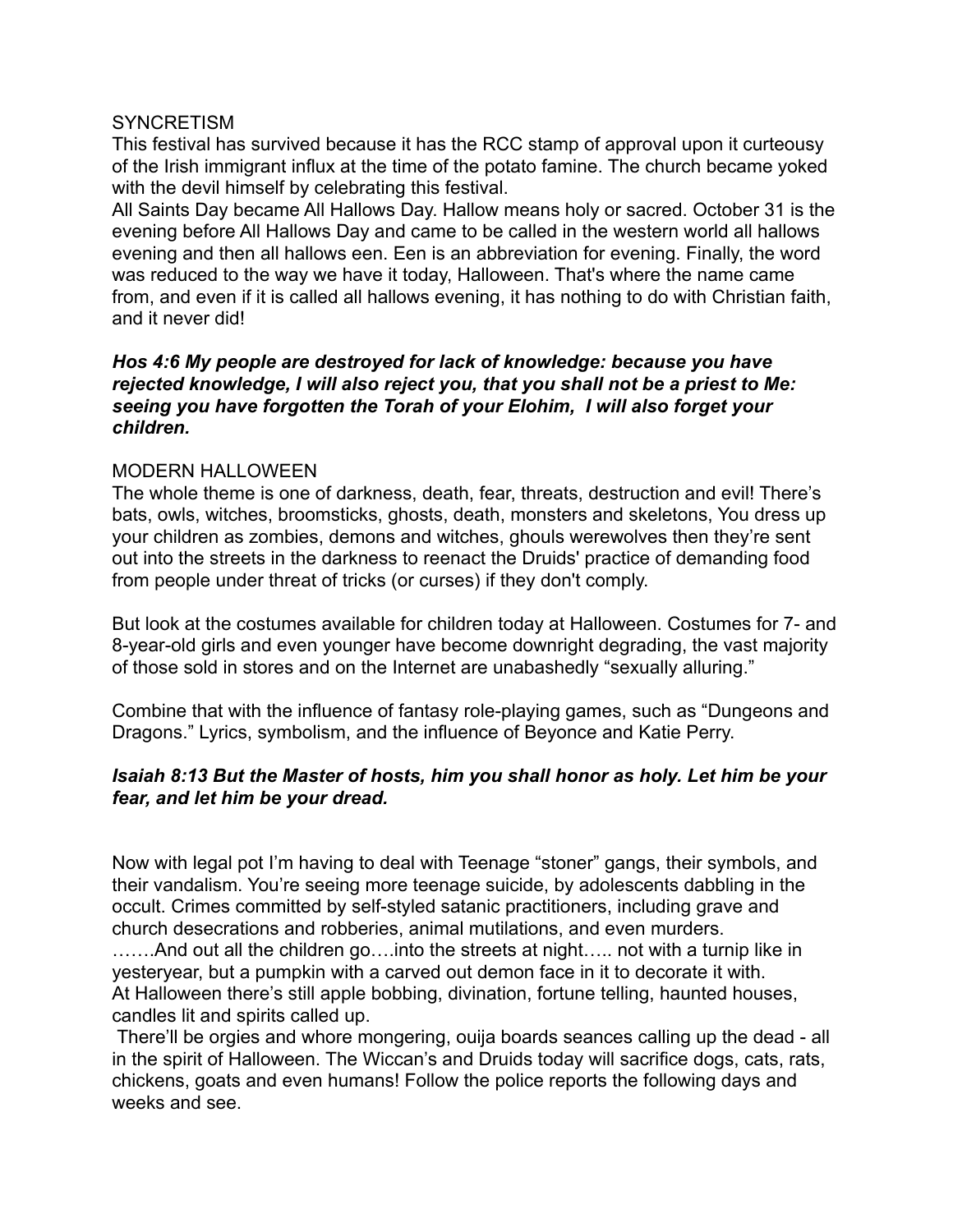SYNCRETISM

This festival has survived because it has the RCC stamp of approval upon it curteousy of the Irish immigrant influx at the time of the potato famine. The church became yoked with the devil himself by celebrating this festival.

All Saints Day became All Hallows Day. Hallow means holy or sacred. October 31 is the evening before All Hallows Day and came to be called in the western world all hallows evening and then all hallows een. Een is an abbreviation for evening. Finally, the word was reduced to the way we have it today, Halloween. That's where the name came from, and even if it is called all hallows evening, it has nothing to do with Christian faith, and it never did!

***Hos 4:6 My people are destroyed for lack of knowledge: because you have rejected knowledge, I will also reject you, that you shall not be a priest to Me: seeing you have forgotten the Torah of your Elohim, I will also forget your children.***

MODERN HALLOWEEN

The whole theme is one of darkness, death, fear, threats, destruction and evil! There's bats, owls, witches, broomsticks, ghosts, death, monsters and skeletons, You dress up your children as zombies, demons and witches, ghouls werewolves then they're sent out into the streets in the darkness to reenact the Druids' practice of demanding food from people under threat of tricks (or curses) if they don't comply.

But look at the costumes available for children today at Halloween. Costumes for 7- and 8-year-old girls and even younger have become downright degrading, the vast majority of those sold in stores and on the Internet are unabashedly "sexually alluring."

Combine that with the influence of fantasy role-playing games, such as "Dungeons and Dragons." Lyrics, symbolism, and the influence of Beyonce and Katie Perry.

***Isaiah 8:13 But the Master of hosts, him you shall honor as holy. Let him be your fear, and let him be your dread.***

Now with legal pot I'm having to deal with Teenage "stoner" gangs, their symbols, and their vandalism. You're seeing more teenage suicide, by adolescents dabbling in the occult. Crimes committed by self-styled satanic practitioners, including grave and church desecrations and robberies, animal mutilations, and even murders.

…….And out all the children go….into the streets at night….. not with a turnip like in yesteryear, but a pumpkin with a carved out demon face in it to decorate it with. At Halloween there's still apple bobbing, divination, fortune telling, haunted houses, candles lit and spirits called up.

There'll be orgies and whore mongering, ouija boards seances calling up the dead - all in the spirit of Halloween. The Wiccan's and Druids today will sacrifice dogs, cats, rats, chickens, goats and even humans! Follow the police reports the following days and weeks and see.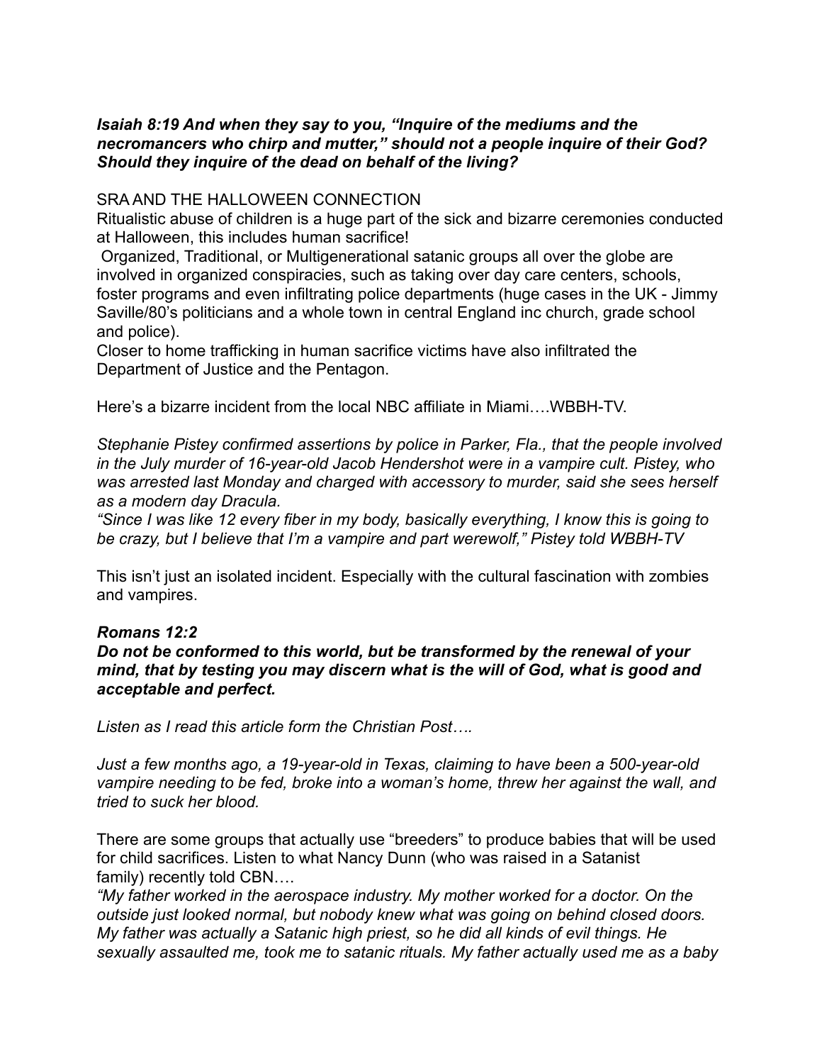***Isaiah 8:19 And when they say to you, "Inquire of the mediums and the necromancers who chirp and mutter," should not a people inquire of their God? Should they inquire of the dead on behalf of the living?***

SRA AND THE HALLOWEEN CONNECTION

Ritualistic abuse of children is a huge part of the sick and bizarre ceremonies conducted at Halloween, this includes human sacrifice!

Organized, Traditional, or Multigenerational satanic groups all over the globe are involved in organized conspiracies, such as taking over day care centers, schools, foster programs and even infiltrating police departments (huge cases in the UK - Jimmy Saville/80's politicians and a whole town in central England inc church, grade school and police).

Closer to home trafficking in human sacrifice victims have also infiltrated the Department of Justice and the Pentagon.

Here's a bizarre incident from the local NBC affiliate in Miami….WBBH-TV.

*Stephanie Pistey confirmed assertions by police in Parker, Fla., that the people involved in the July murder of 16-year-old Jacob Hendershot were in a vampire cult. Pistey, who was arrested last Monday and charged with accessory to murder, said she sees herself as a modern day Dracula.*

*"Since I was like 12 every fiber in my body, basically everything, I know this is going to be crazy, but I believe that I'm a vampire and part werewolf," Pistey told WBBH-TV*

This isn't just an isolated incident. Especially with the cultural fascination with zombies and vampires.

***Romans 12:2***

***Do not be conformed to this world, but be transformed by the renewal of your mind, that by testing you may discern what is the will of God, what is good and acceptable and perfect.***

*Listen as I read this article form the Christian Post….*

*Just a few months ago, a 19-year-old in Texas, claiming to have been a 500-year-old vampire needing to be fed, broke into a woman's home, threw her against the wall, and tried to suck her blood.*

There are some groups that actually use "breeders" to produce babies that will be used for child sacrifices. Listen to what Nancy Dunn (who was raised in a Satanist family) recently told CBN….

*"My father worked in the aerospace industry. My mother worked for a doctor. On the outside just looked normal, but nobody knew what was going on behind closed doors. My father was actually a Satanic high priest, so he did all kinds of evil things. He sexually assaulted me, took me to satanic rituals. My father actually used me as a baby*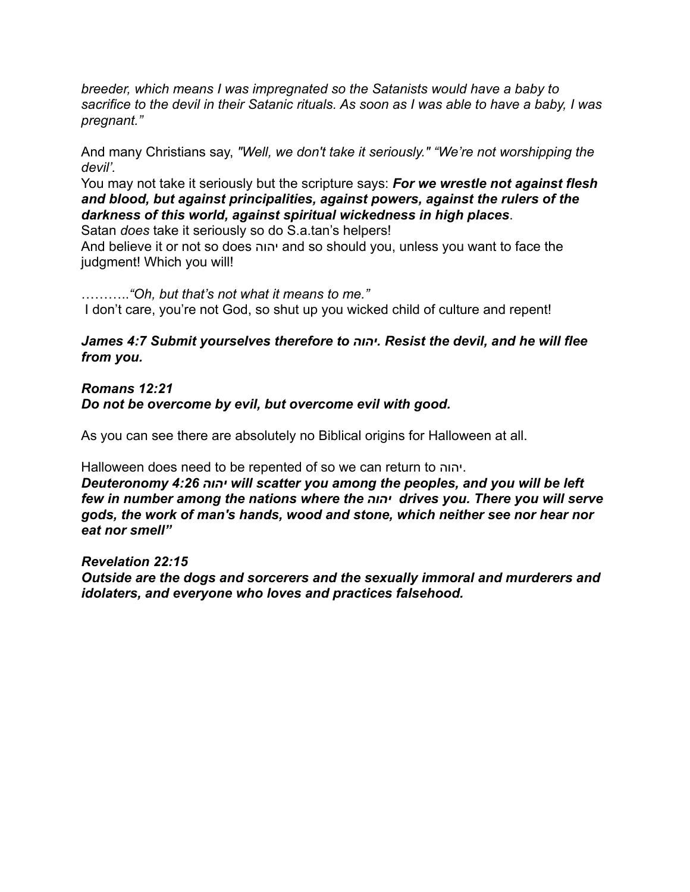*breeder, which means I was impregnated so the Satanists would have a baby to sacrifice to the devil in their Satanic rituals. As soon as I was able to have a baby, I was pregnant."*

And many Christians say, *"Well, we don't take it seriously." "We're not worshipping the devil'.*
You may not take it seriously but the scripture says: ***For we wrestle not against flesh and blood, but against principalities, against powers, against the rulers of the darkness of this world, against spiritual wickedness in high places***.
Satan *does* take it seriously so do S.a.tan's helpers!
And believe it or not so does יהוה and so should you, unless you want to face the judgment! Which you will!

………..*"Oh, but that's not what it means to me."*
I don't care, you're not God, so shut up you wicked child of culture and repent!

***James 4:7 Submit yourselves therefore to יהוה. Resist the devil, and he will flee from you.***

***Romans 12:21***
***Do not be overcome by evil, but overcome evil with good.***

As you can see there are absolutely no Biblical origins for Halloween at all.

Halloween does need to be repented of so we can return to יהוה.
***Deuteronomy 4:26 יהוה will scatter you among the peoples, and you will be left few in number among the nations where the יהוה drives you. There you will serve gods, the work of man's hands, wood and stone, which neither see nor hear nor eat nor smell"***

***Revelation 22:15***
***Outside are the dogs and sorcerers and the sexually immoral and murderers and idolaters, and everyone who loves and practices falsehood.***